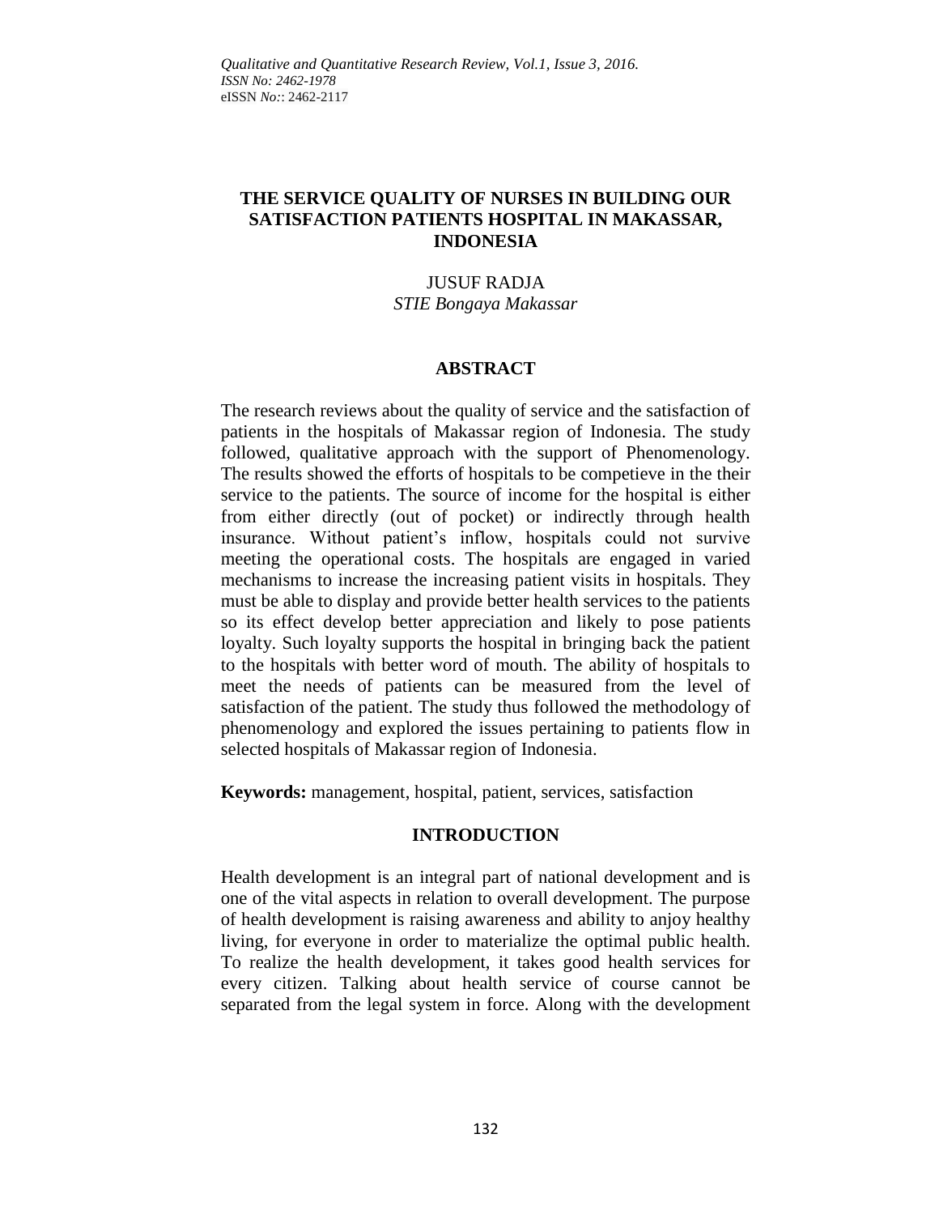# THE SERVICE QUALITY OF NURSES IN BUILDING OUR SATISFACTION PATIENTS HOSPITAL IN MAKASSAR, INDONESIA

JUSUF RADJA
*STIE Bongaya Makassar*

## ABSTRACT

The research reviews about the quality of service and the satisfaction of patients in the hospitals of Makassar region of Indonesia. The study followed, qualitative approach with the support of Phenomenology. The results showed the efforts of hospitals to be competieve in the their service to the patients. The source of income for the hospital is either from either directly (out of pocket) or indirectly through health insurance. Without patient's inflow, hospitals could not survive meeting the operational costs. The hospitals are engaged in varied mechanisms to increase the increasing patient visits in hospitals. They must be able to display and provide better health services to the patients so its effect develop better appreciation and likely to pose patients loyalty. Such loyalty supports the hospital in bringing back the patient to the hospitals with better word of mouth. The ability of hospitals to meet the needs of patients can be measured from the level of satisfaction of the patient. The study thus followed the methodology of phenomenology and explored the issues pertaining to patients flow in selected hospitals of Makassar region of Indonesia.

**Keywords:** management, hospital, patient, services, satisfaction

## INTRODUCTION

Health development is an integral part of national development and is one of the vital aspects in relation to overall development. The purpose of health development is raising awareness and ability to anjoy healthy living, for everyone in order to materialize the optimal public health. To realize the health development, it takes good health services for every citizen. Talking about health service of course cannot be separated from the legal system in force. Along with the development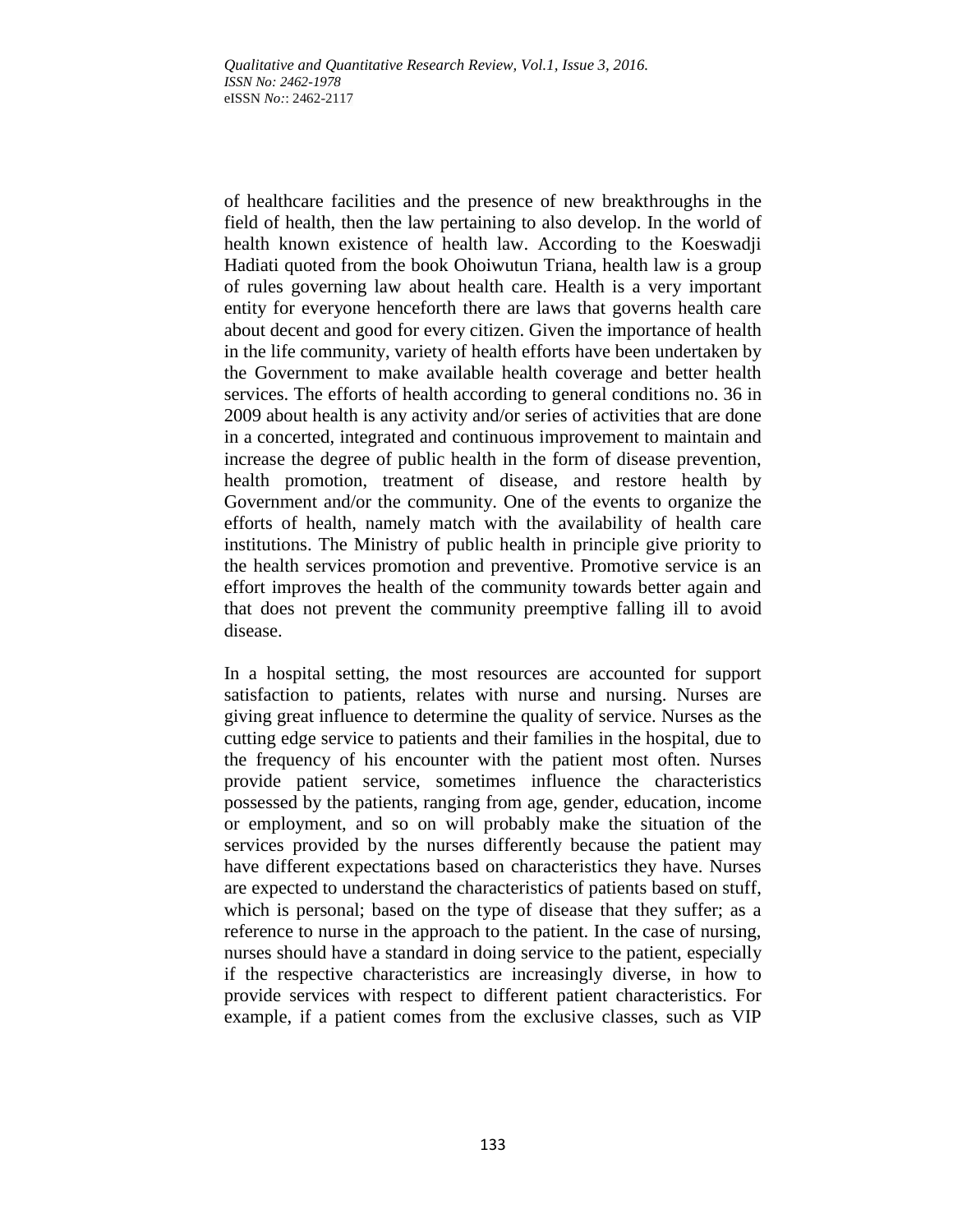of healthcare facilities and the presence of new breakthroughs in the field of health, then the law pertaining to also develop. In the world of health known existence of health law. According to the Koeswadji Hadiati quoted from the book Ohoiwutun Triana, health law is a group of rules governing law about health care. Health is a very important entity for everyone henceforth there are laws that governs health care about decent and good for every citizen. Given the importance of health in the life community, variety of health efforts have been undertaken by the Government to make available health coverage and better health services. The efforts of health according to general conditions no. 36 in 2009 about health is any activity and/or series of activities that are done in a concerted, integrated and continuous improvement to maintain and increase the degree of public health in the form of disease prevention, health promotion, treatment of disease, and restore health by Government and/or the community. One of the events to organize the efforts of health, namely match with the availability of health care institutions. The Ministry of public health in principle give priority to the health services promotion and preventive. Promotive service is an effort improves the health of the community towards better again and that does not prevent the community preemptive falling ill to avoid disease.

In a hospital setting, the most resources are accounted for support satisfaction to patients, relates with nurse and nursing. Nurses are giving great influence to determine the quality of service. Nurses as the cutting edge service to patients and their families in the hospital, due to the frequency of his encounter with the patient most often. Nurses provide patient service, sometimes influence the characteristics possessed by the patients, ranging from age, gender, education, income or employment, and so on will probably make the situation of the services provided by the nurses differently because the patient may have different expectations based on characteristics they have. Nurses are expected to understand the characteristics of patients based on stuff, which is personal; based on the type of disease that they suffer; as a reference to nurse in the approach to the patient. In the case of nursing, nurses should have a standard in doing service to the patient, especially if the respective characteristics are increasingly diverse, in how to provide services with respect to different patient characteristics. For example, if a patient comes from the exclusive classes, such as VIP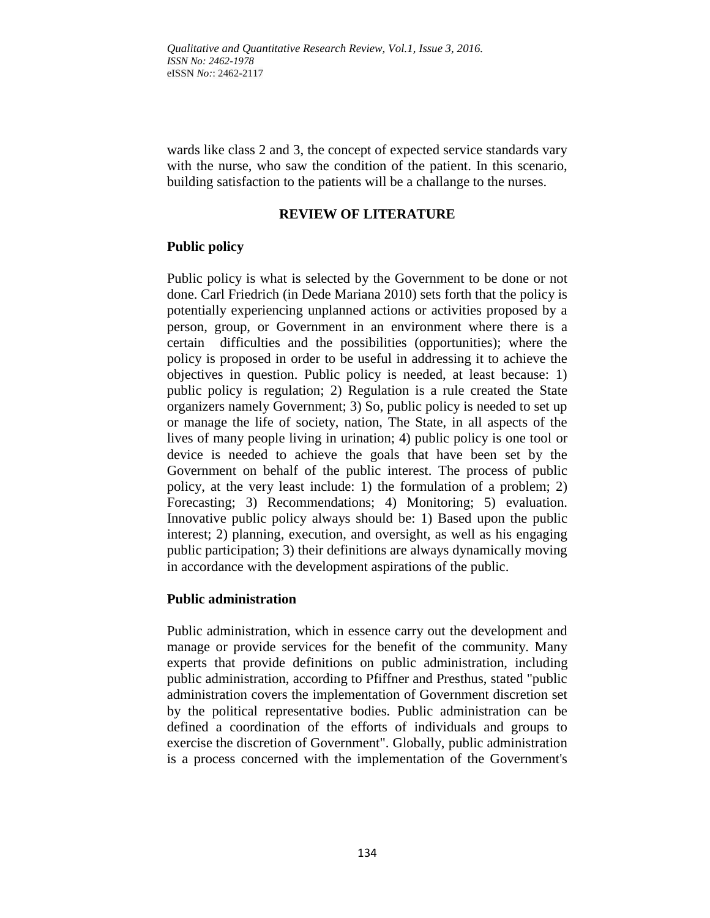wards like class 2 and 3, the concept of expected service standards vary with the nurse, who saw the condition of the patient. In this scenario, building satisfaction to the patients will be a challange to the nurses.

## REVIEW OF LITERATURE

### Public policy

Public policy is what is selected by the Government to be done or not done. Carl Friedrich (in Dede Mariana 2010) sets forth that the policy is potentially experiencing unplanned actions or activities proposed by a person, group, or Government in an environment where there is a certain difficulties and the possibilities (opportunities); where the policy is proposed in order to be useful in addressing it to achieve the objectives in question. Public policy is needed, at least because: 1) public policy is regulation; 2) Regulation is a rule created the State organizers namely Government; 3) So, public policy is needed to set up or manage the life of society, nation, The State, in all aspects of the lives of many people living in urination; 4) public policy is one tool or device is needed to achieve the goals that have been set by the Government on behalf of the public interest. The process of public policy, at the very least include: 1) the formulation of a problem; 2) Forecasting; 3) Recommendations; 4) Monitoring; 5) evaluation. Innovative public policy always should be: 1) Based upon the public interest; 2) planning, execution, and oversight, as well as his engaging public participation; 3) their definitions are always dynamically moving in accordance with the development aspirations of the public.

### Public administration

Public administration, which in essence carry out the development and manage or provide services for the benefit of the community. Many experts that provide definitions on public administration, including public administration, according to Pfiffner and Presthus, stated "public administration covers the implementation of Government discretion set by the political representative bodies. Public administration can be defined a coordination of the efforts of individuals and groups to exercise the discretion of Government". Globally, public administration is a process concerned with the implementation of the Government's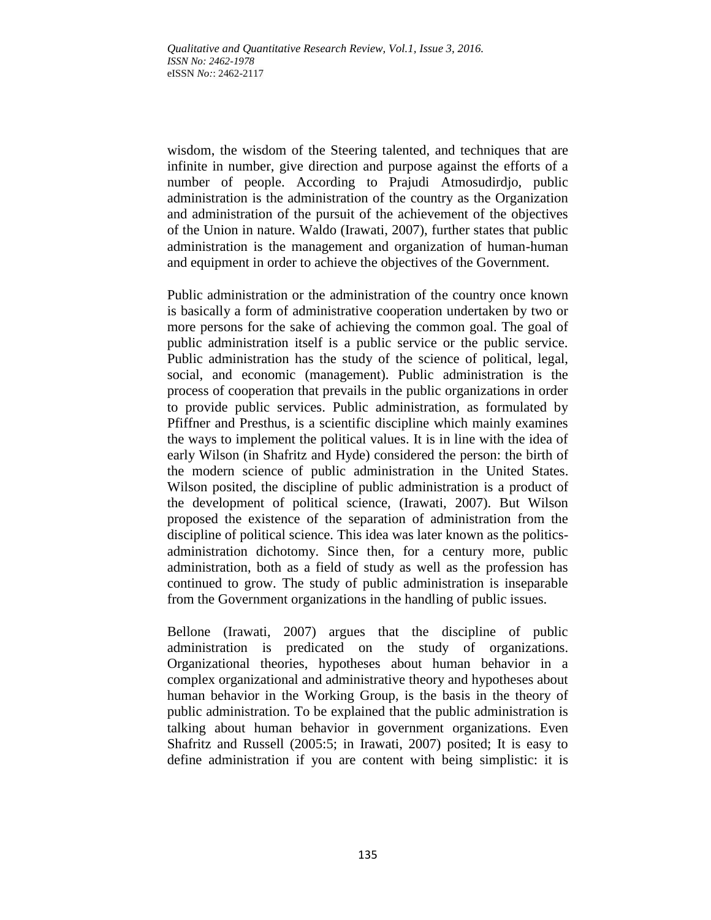wisdom, the wisdom of the Steering talented, and techniques that are infinite in number, give direction and purpose against the efforts of a number of people. According to Prajudi Atmosudirdjo, public administration is the administration of the country as the Organization and administration of the pursuit of the achievement of the objectives of the Union in nature. Waldo (Irawati, 2007), further states that public administration is the management and organization of human-human and equipment in order to achieve the objectives of the Government.

Public administration or the administration of the country once known is basically a form of administrative cooperation undertaken by two or more persons for the sake of achieving the common goal. The goal of public administration itself is a public service or the public service. Public administration has the study of the science of political, legal, social, and economic (management). Public administration is the process of cooperation that prevails in the public organizations in order to provide public services. Public administration, as formulated by Pfiffner and Presthus, is a scientific discipline which mainly examines the ways to implement the political values. It is in line with the idea of early Wilson (in Shafritz and Hyde) considered the person: the birth of the modern science of public administration in the United States. Wilson posited, the discipline of public administration is a product of the development of political science, (Irawati, 2007). But Wilson proposed the existence of the separation of administration from the discipline of political science. This idea was later known as the politics-administration dichotomy. Since then, for a century more, public administration, both as a field of study as well as the profession has continued to grow. The study of public administration is inseparable from the Government organizations in the handling of public issues.

Bellone (Irawati, 2007) argues that the discipline of public administration is predicated on the study of organizations. Organizational theories, hypotheses about human behavior in a complex organizational and administrative theory and hypotheses about human behavior in the Working Group, is the basis in the theory of public administration. To be explained that the public administration is talking about human behavior in government organizations. Even Shafritz and Russell (2005:5; in Irawati, 2007) posited; It is easy to define administration if you are content with being simplistic: it is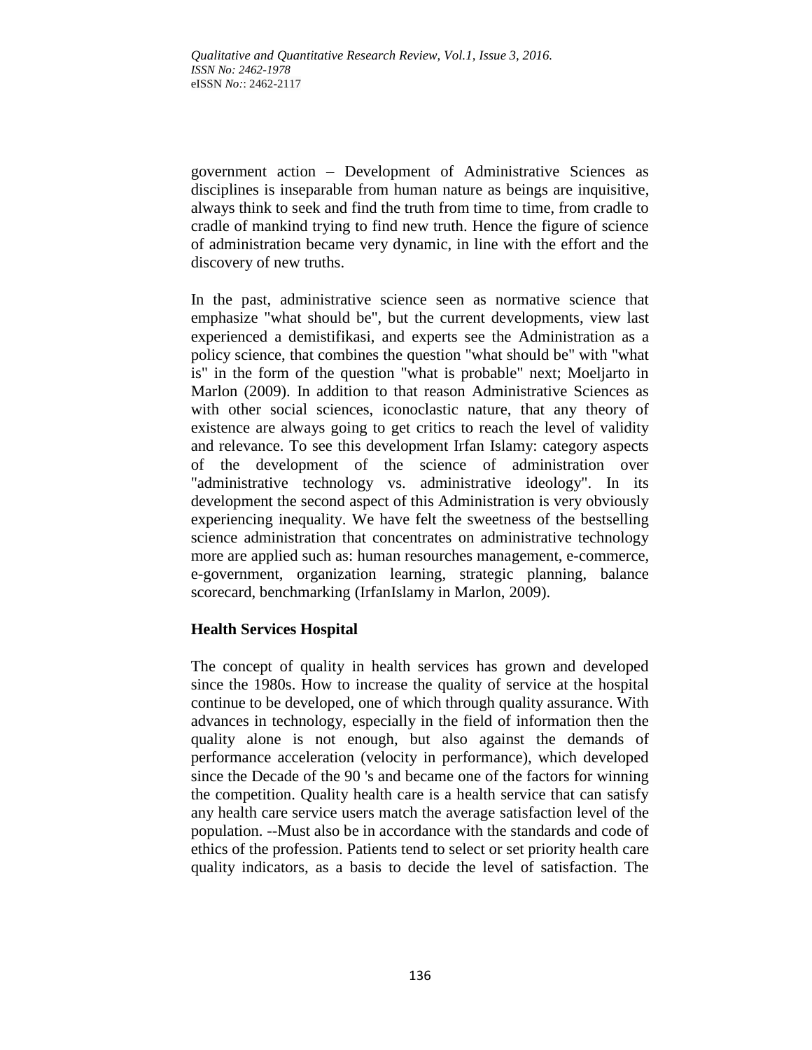government action – Development of Administrative Sciences as disciplines is inseparable from human nature as beings are inquisitive, always think to seek and find the truth from time to time, from cradle to cradle of mankind trying to find new truth. Hence the figure of science of administration became very dynamic, in line with the effort and the discovery of new truths.

In the past, administrative science seen as normative science that emphasize "what should be", but the current developments, view last experienced a demistifikasi, and experts see the Administration as a policy science, that combines the question "what should be" with "what is" in the form of the question "what is probable" next; Moeljarto in Marlon (2009). In addition to that reason Administrative Sciences as with other social sciences, iconoclastic nature, that any theory of existence are always going to get critics to reach the level of validity and relevance. To see this development Irfan Islamy: category aspects of the development of the science of administration over "administrative technology vs. administrative ideology". In its development the second aspect of this Administration is very obviously experiencing inequality. We have felt the sweetness of the bestselling science administration that concentrates on administrative technology more are applied such as: human resourches management, e-commerce, e-government, organization learning, strategic planning, balance scorecard, benchmarking (IrfanIslamy in Marlon, 2009).

## Health Services Hospital

The concept of quality in health services has grown and developed since the 1980s. How to increase the quality of service at the hospital continue to be developed, one of which through quality assurance. With advances in technology, especially in the field of information then the quality alone is not enough, but also against the demands of performance acceleration (velocity in performance), which developed since the Decade of the 90 's and became one of the factors for winning the competition. Quality health care is a health service that can satisfy any health care service users match the average satisfaction level of the population. --Must also be in accordance with the standards and code of ethics of the profession. Patients tend to select or set priority health care quality indicators, as a basis to decide the level of satisfaction. The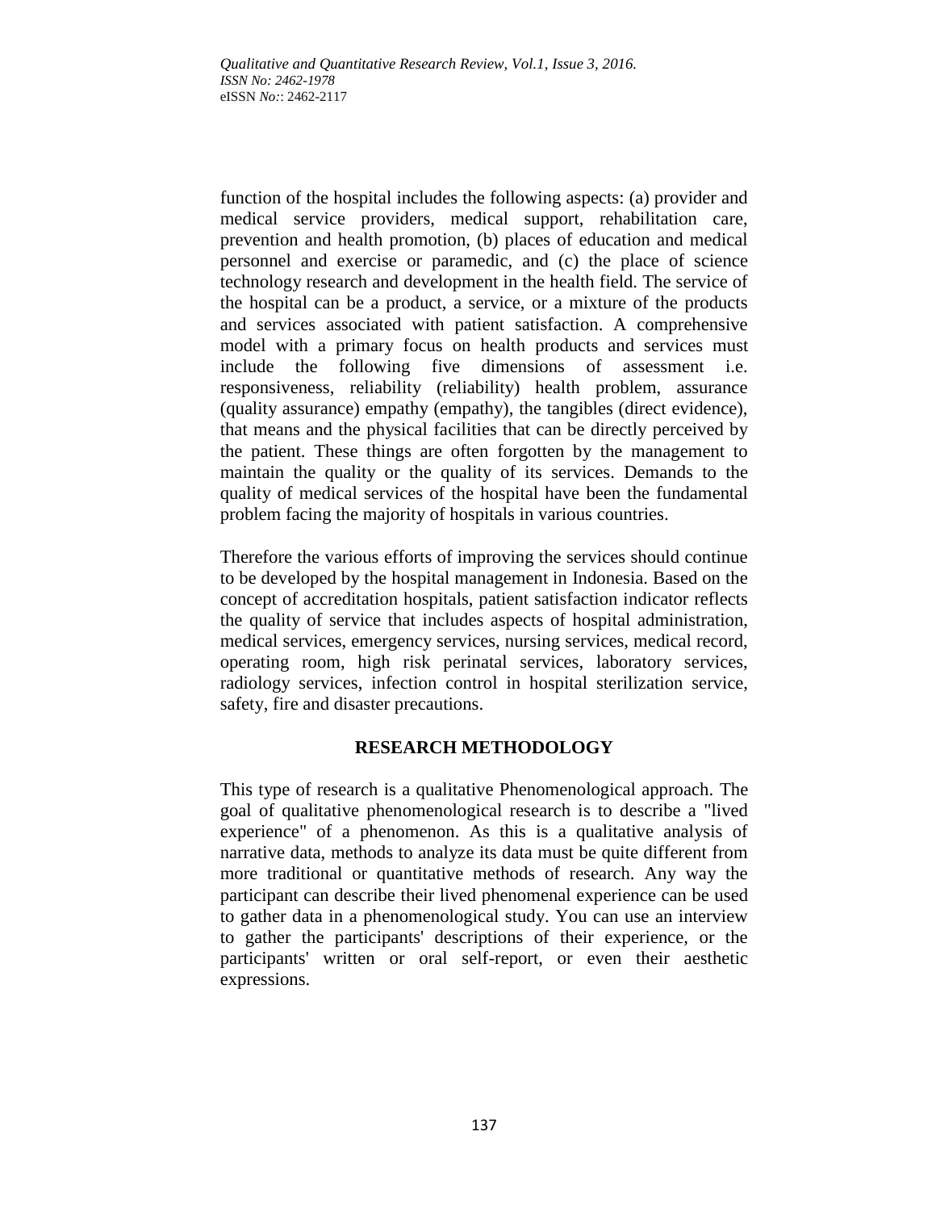function of the hospital includes the following aspects: (a) provider and medical service providers, medical support, rehabilitation care, prevention and health promotion, (b) places of education and medical personnel and exercise or paramedic, and (c) the place of science technology research and development in the health field. The service of the hospital can be a product, a service, or a mixture of the products and services associated with patient satisfaction. A comprehensive model with a primary focus on health products and services must include the following five dimensions of assessment i.e. responsiveness, reliability (reliability) health problem, assurance (quality assurance) empathy (empathy), the tangibles (direct evidence), that means and the physical facilities that can be directly perceived by the patient. These things are often forgotten by the management to maintain the quality or the quality of its services. Demands to the quality of medical services of the hospital have been the fundamental problem facing the majority of hospitals in various countries.

Therefore the various efforts of improving the services should continue to be developed by the hospital management in Indonesia. Based on the concept of accreditation hospitals, patient satisfaction indicator reflects the quality of service that includes aspects of hospital administration, medical services, emergency services, nursing services, medical record, operating room, high risk perinatal services, laboratory services, radiology services, infection control in hospital sterilization service, safety, fire and disaster precautions.

## RESEARCH METHODOLOGY

This type of research is a qualitative Phenomenological approach. The goal of qualitative phenomenological research is to describe a "lived experience" of a phenomenon. As this is a qualitative analysis of narrative data, methods to analyze its data must be quite different from more traditional or quantitative methods of research. Any way the participant can describe their lived phenomenal experience can be used to gather data in a phenomenological study. You can use an interview to gather the participants' descriptions of their experience, or the participants' written or oral self-report, or even their aesthetic expressions.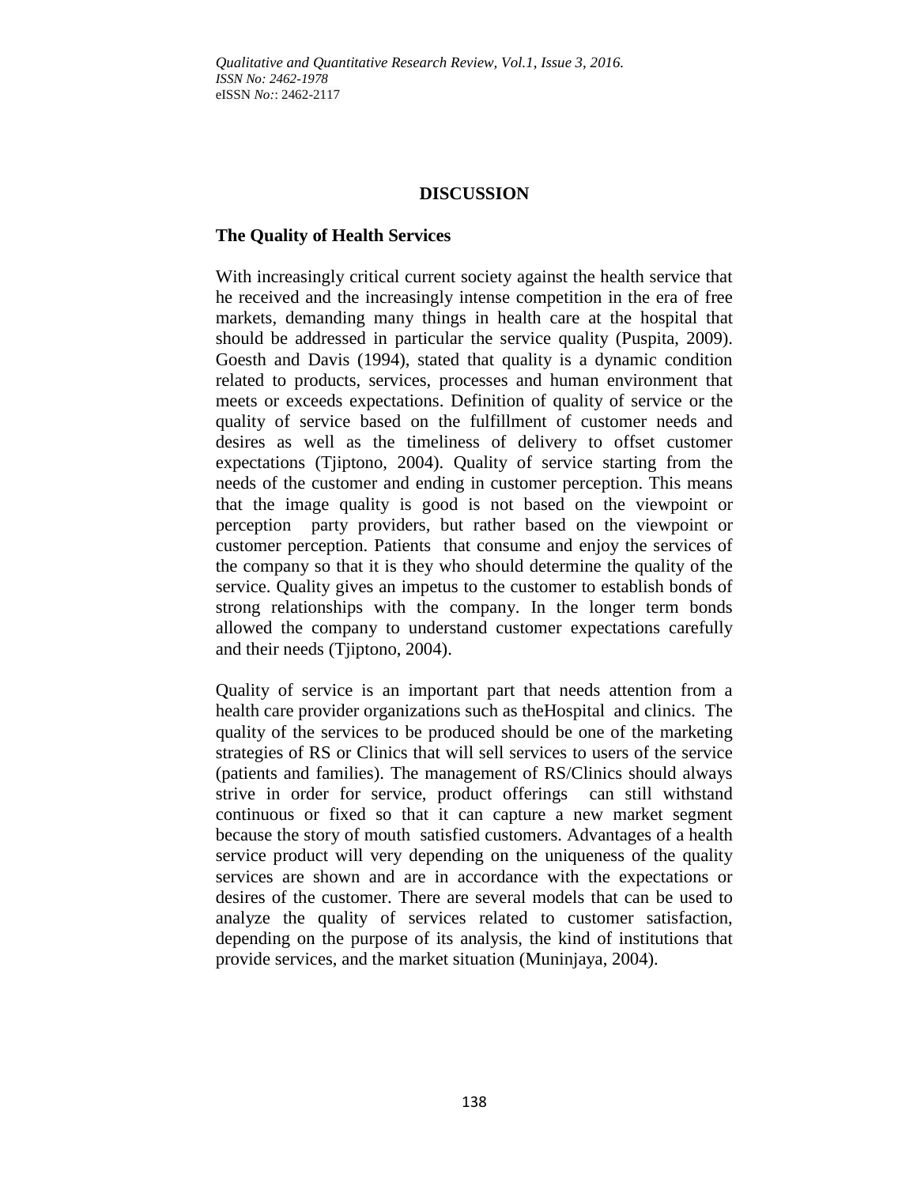## DISCUSSION

### The Quality of Health Services

With increasingly critical current society against the health service that he received and the increasingly intense competition in the era of free markets, demanding many things in health care at the hospital that should be addressed in particular the service quality (Puspita, 2009). Goesth and Davis (1994), stated that quality is a dynamic condition related to products, services, processes and human environment that meets or exceeds expectations. Definition of quality of service or the quality of service based on the fulfillment of customer needs and desires as well as the timeliness of delivery to offset customer expectations (Tjiptono, 2004). Quality of service starting from the needs of the customer and ending in customer perception. This means that the image quality is good is not based on the viewpoint or perception party providers, but rather based on the viewpoint or customer perception. Patients that consume and enjoy the services of the company so that it is they who should determine the quality of the service. Quality gives an impetus to the customer to establish bonds of strong relationships with the company. In the longer term bonds allowed the company to understand customer expectations carefully and their needs (Tjiptono, 2004).

Quality of service is an important part that needs attention from a health care provider organizations such as theHospital and clinics. The quality of the services to be produced should be one of the marketing strategies of RS or Clinics that will sell services to users of the service (patients and families). The management of RS/Clinics should always strive in order for service, product offerings can still withstand continuous or fixed so that it can capture a new market segment because the story of mouth satisfied customers. Advantages of a health service product will very depending on the uniqueness of the quality services are shown and are in accordance with the expectations or desires of the customer. There are several models that can be used to analyze the quality of services related to customer satisfaction, depending on the purpose of its analysis, the kind of institutions that provide services, and the market situation (Muninjaya, 2004).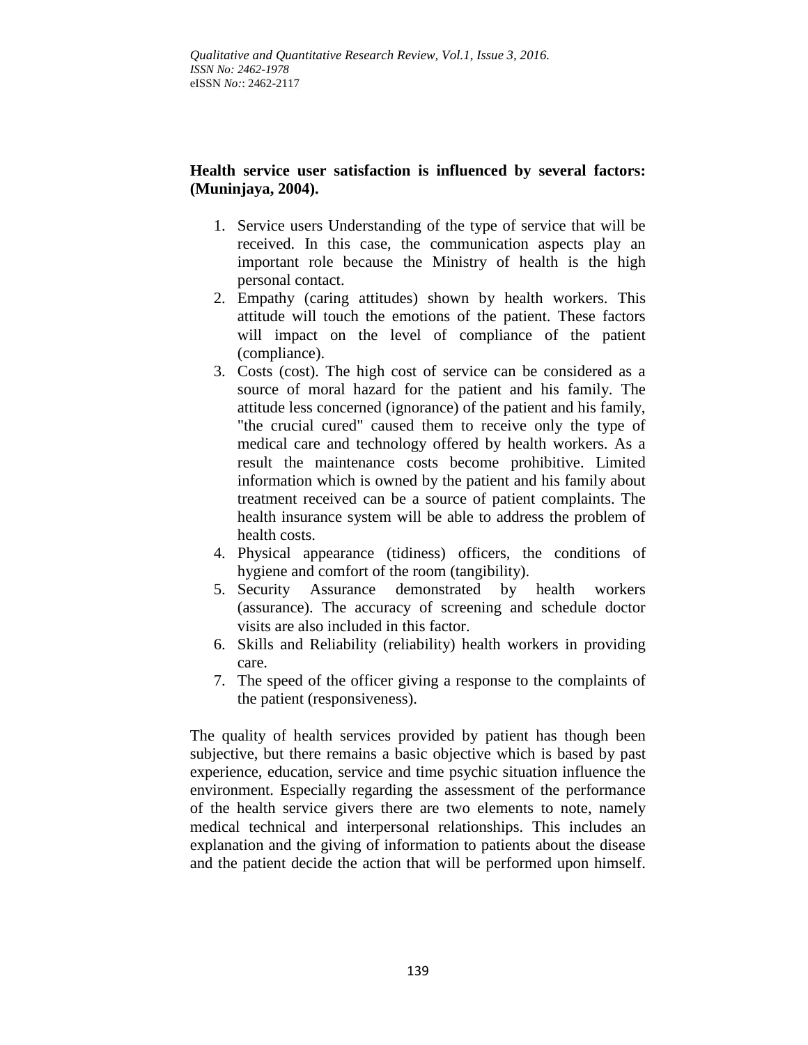**Health service user satisfaction is influenced by several factors: (Muninjaya, 2004).**

1. Service users Understanding of the type of service that will be received. In this case, the communication aspects play an important role because the Ministry of health is the high personal contact.
2. Empathy (caring attitudes) shown by health workers. This attitude will touch the emotions of the patient. These factors will impact on the level of compliance of the patient (compliance).
3. Costs (cost). The high cost of service can be considered as a source of moral hazard for the patient and his family. The attitude less concerned (ignorance) of the patient and his family, "the crucial cured" caused them to receive only the type of medical care and technology offered by health workers. As a result the maintenance costs become prohibitive. Limited information which is owned by the patient and his family about treatment received can be a source of patient complaints. The health insurance system will be able to address the problem of health costs.
4. Physical appearance (tidiness) officers, the conditions of hygiene and comfort of the room (tangibility).
5. Security Assurance demonstrated by health workers (assurance). The accuracy of screening and schedule doctor visits are also included in this factor.
6. Skills and Reliability (reliability) health workers in providing care.
7. The speed of the officer giving a response to the complaints of the patient (responsiveness).

The quality of health services provided by patient has though been subjective, but there remains a basic objective which is based by past experience, education, service and time psychic situation influence the environment. Especially regarding the assessment of the performance of the health service givers there are two elements to note, namely medical technical and interpersonal relationships. This includes an explanation and the giving of information to patients about the disease and the patient decide the action that will be performed upon himself.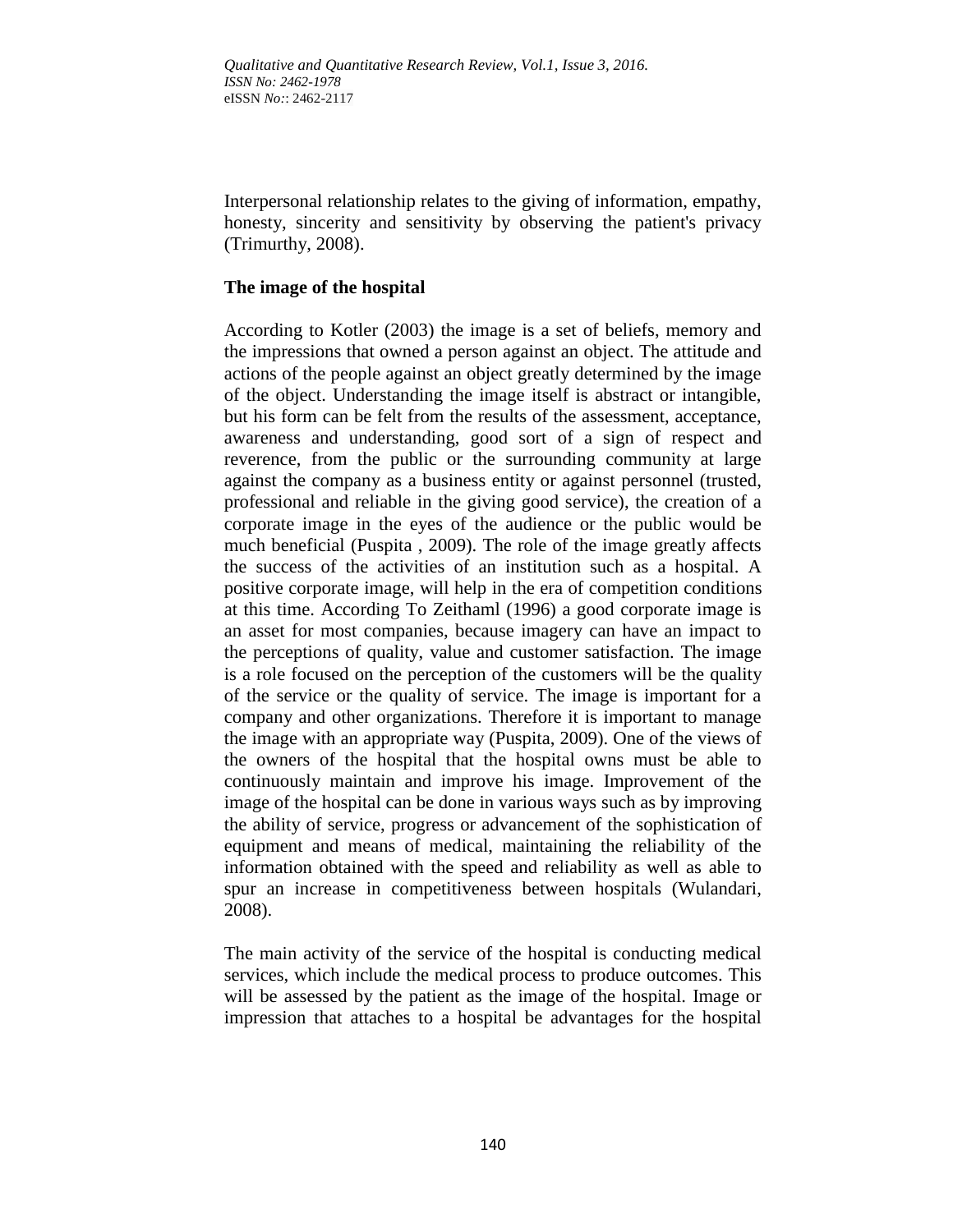Interpersonal relationship relates to the giving of information, empathy, honesty, sincerity and sensitivity by observing the patient's privacy (Trimurthy, 2008).

**The image of the hospital**

According to Kotler (2003) the image is a set of beliefs, memory and the impressions that owned a person against an object. The attitude and actions of the people against an object greatly determined by the image of the object. Understanding the image itself is abstract or intangible, but his form can be felt from the results of the assessment, acceptance, awareness and understanding, good sort of a sign of respect and reverence, from the public or the surrounding community at large against the company as a business entity or against personnel (trusted, professional and reliable in the giving good service), the creation of a corporate image in the eyes of the audience or the public would be much beneficial (Puspita , 2009). The role of the image greatly affects the success of the activities of an institution such as a hospital. A positive corporate image, will help in the era of competition conditions at this time. According To Zeithaml (1996) a good corporate image is an asset for most companies, because imagery can have an impact to the perceptions of quality, value and customer satisfaction. The image is a role focused on the perception of the customers will be the quality of the service or the quality of service. The image is important for a company and other organizations. Therefore it is important to manage the image with an appropriate way (Puspita, 2009). One of the views of the owners of the hospital that the hospital owns must be able to continuously maintain and improve his image. Improvement of the image of the hospital can be done in various ways such as by improving the ability of service, progress or advancement of the sophistication of equipment and means of medical, maintaining the reliability of the information obtained with the speed and reliability as well as able to spur an increase in competitiveness between hospitals (Wulandari, 2008).

The main activity of the service of the hospital is conducting medical services, which include the medical process to produce outcomes. This will be assessed by the patient as the image of the hospital. Image or impression that attaches to a hospital be advantages for the hospital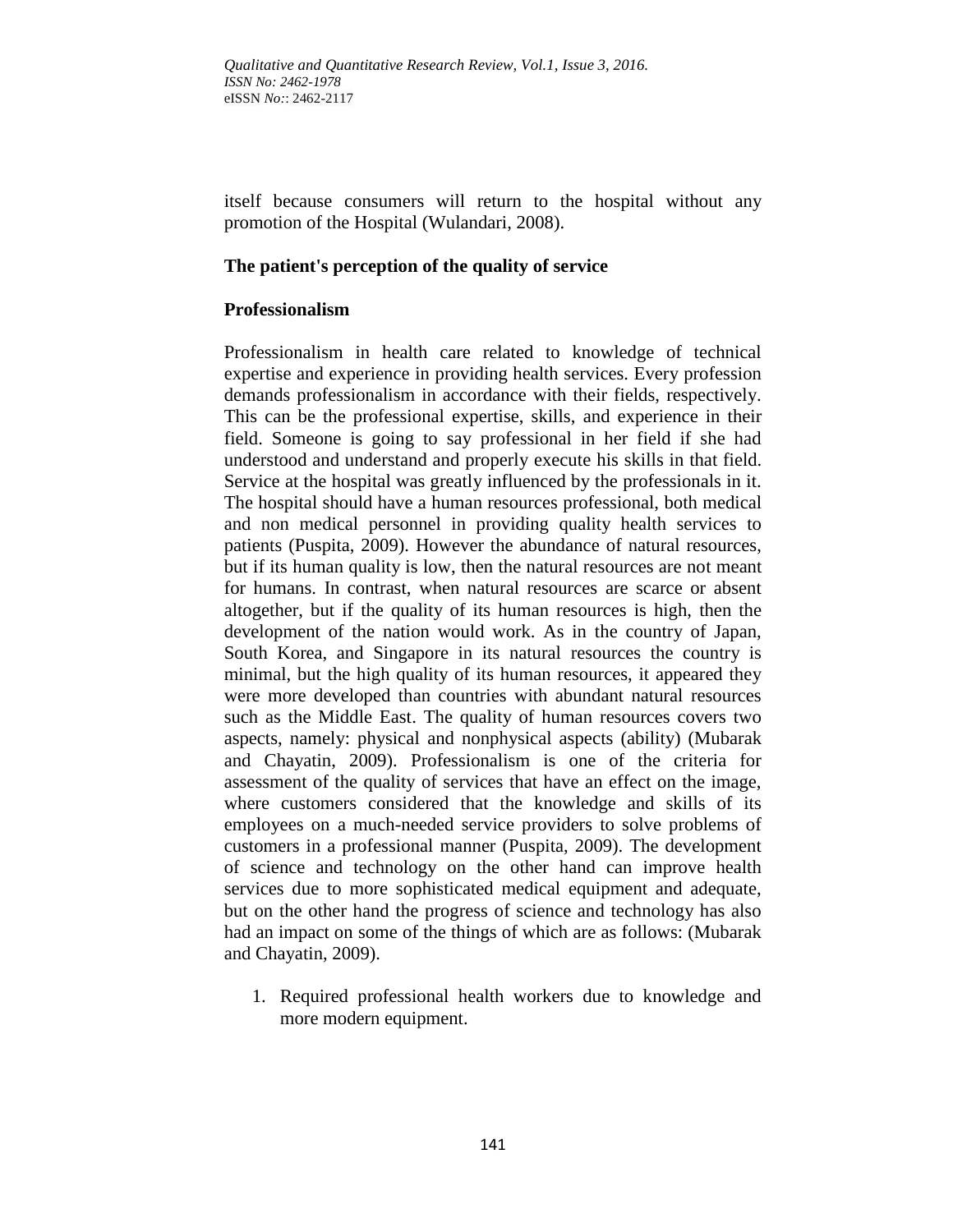itself because consumers will return to the hospital without any promotion of the Hospital (Wulandari, 2008).

**The patient's perception of the quality of service**

**Professionalism**

Professionalism in health care related to knowledge of technical expertise and experience in providing health services. Every profession demands professionalism in accordance with their fields, respectively. This can be the professional expertise, skills, and experience in their field. Someone is going to say professional in her field if she had understood and understand and properly execute his skills in that field. Service at the hospital was greatly influenced by the professionals in it. The hospital should have a human resources professional, both medical and non medical personnel in providing quality health services to patients (Puspita, 2009). However the abundance of natural resources, but if its human quality is low, then the natural resources are not meant for humans. In contrast, when natural resources are scarce or absent altogether, but if the quality of its human resources is high, then the development of the nation would work. As in the country of Japan, South Korea, and Singapore in its natural resources the country is minimal, but the high quality of its human resources, it appeared they were more developed than countries with abundant natural resources such as the Middle East. The quality of human resources covers two aspects, namely: physical and nonphysical aspects (ability) (Mubarak and Chayatin, 2009). Professionalism is one of the criteria for assessment of the quality of services that have an effect on the image, where customers considered that the knowledge and skills of its employees on a much-needed service providers to solve problems of customers in a professional manner (Puspita, 2009). The development of science and technology on the other hand can improve health services due to more sophisticated medical equipment and adequate, but on the other hand the progress of science and technology has also had an impact on some of the things of which are as follows: (Mubarak and Chayatin, 2009).

1. Required professional health workers due to knowledge and more modern equipment.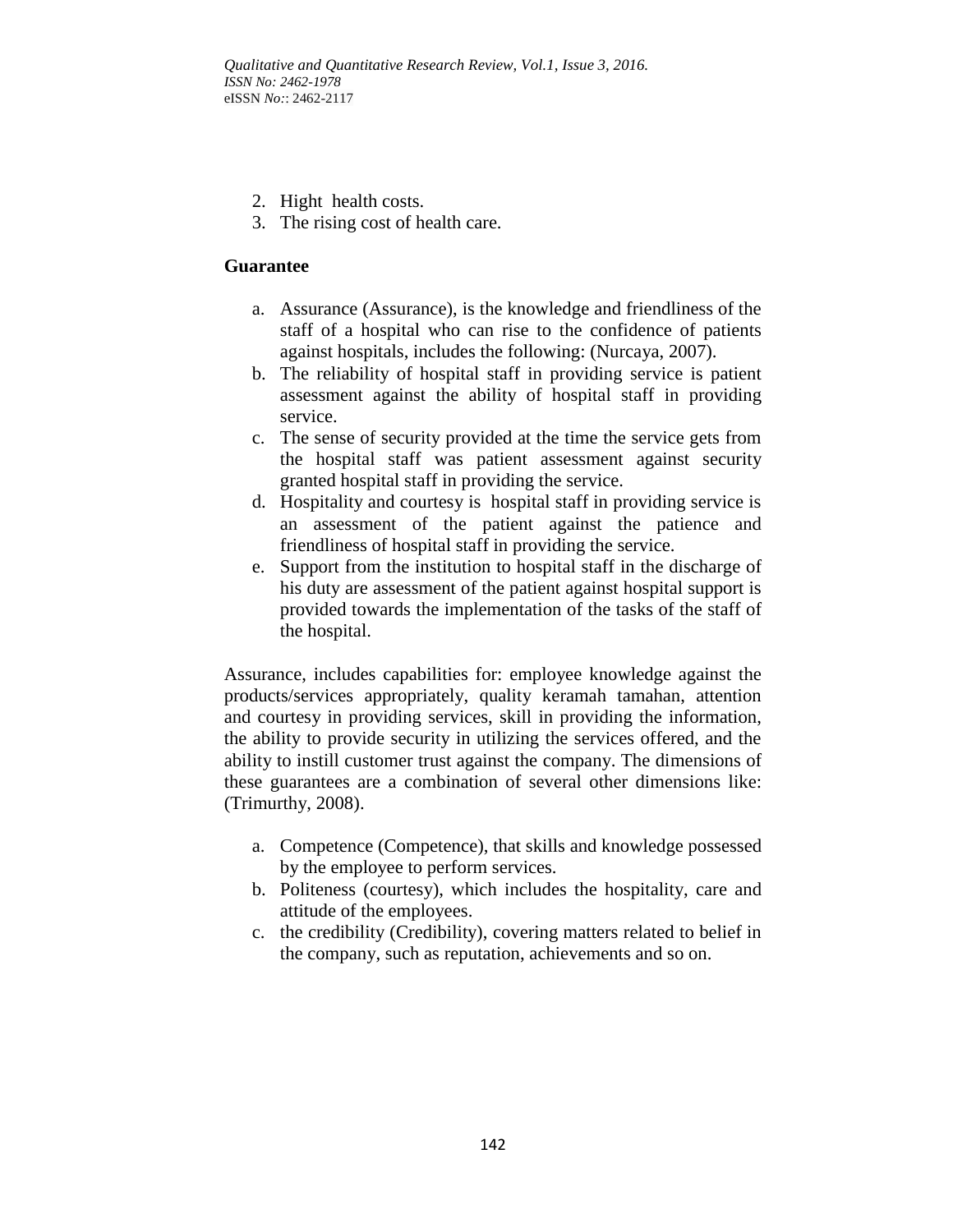2. Hight health costs.
3. The rising cost of health care.

**Guarantee**

a. Assurance (Assurance), is the knowledge and friendliness of the staff of a hospital who can rise to the confidence of patients against hospitals, includes the following: (Nurcaya, 2007).
b. The reliability of hospital staff in providing service is patient assessment against the ability of hospital staff in providing service.
c. The sense of security provided at the time the service gets from the hospital staff was patient assessment against security granted hospital staff in providing the service.
d. Hospitality and courtesy is hospital staff in providing service is an assessment of the patient against the patience and friendliness of hospital staff in providing the service.
e. Support from the institution to hospital staff in the discharge of his duty are assessment of the patient against hospital support is provided towards the implementation of the tasks of the staff of the hospital.

Assurance, includes capabilities for: employee knowledge against the products/services appropriately, quality keramah tamahan, attention and courtesy in providing services, skill in providing the information, the ability to provide security in utilizing the services offered, and the ability to instill customer trust against the company. The dimensions of these guarantees are a combination of several other dimensions like: (Trimurthy, 2008).

a. Competence (Competence), that skills and knowledge possessed by the employee to perform services.
b. Politeness (courtesy), which includes the hospitality, care and attitude of the employees.
c. the credibility (Credibility), covering matters related to belief in the company, such as reputation, achievements and so on.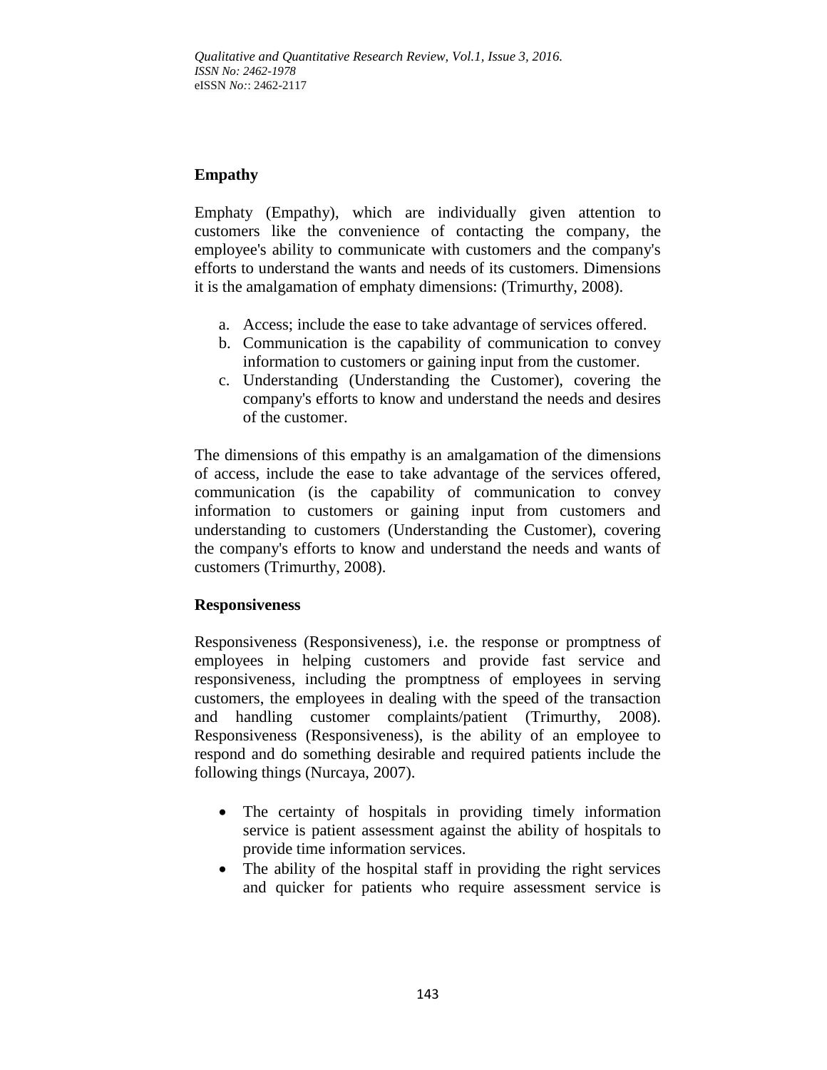**Empathy**

Emphaty (Empathy), which are individually given attention to customers like the convenience of contacting the company, the employee's ability to communicate with customers and the company's efforts to understand the wants and needs of its customers. Dimensions it is the amalgamation of emphaty dimensions: (Trimurthy, 2008).

a. Access; include the ease to take advantage of services offered.
b. Communication is the capability of communication to convey information to customers or gaining input from the customer.
c. Understanding (Understanding the Customer), covering the company's efforts to know and understand the needs and desires of the customer.

The dimensions of this empathy is an amalgamation of the dimensions of access, include the ease to take advantage of the services offered, communication (is the capability of communication to convey information to customers or gaining input from customers and understanding to customers (Understanding the Customer), covering the company's efforts to know and understand the needs and wants of customers (Trimurthy, 2008).

**Responsiveness**

Responsiveness (Responsiveness), i.e. the response or promptness of employees in helping customers and provide fast service and responsiveness, including the promptness of employees in serving customers, the employees in dealing with the speed of the transaction and handling customer complaints/patient (Trimurthy, 2008). Responsiveness (Responsiveness), is the ability of an employee to respond and do something desirable and required patients include the following things (Nurcaya, 2007).

- The certainty of hospitals in providing timely information service is patient assessment against the ability of hospitals to provide time information services.
- The ability of the hospital staff in providing the right services and quicker for patients who require assessment service is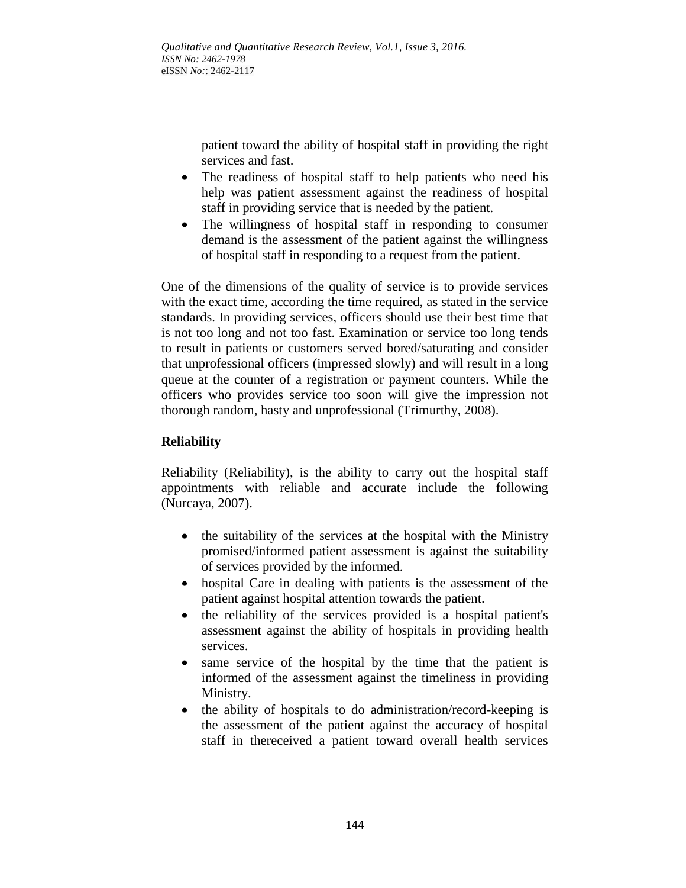patient toward the ability of hospital staff in providing the right services and fast.

- The readiness of hospital staff to help patients who need his help was patient assessment against the readiness of hospital staff in providing service that is needed by the patient.
- The willingness of hospital staff in responding to consumer demand is the assessment of the patient against the willingness of hospital staff in responding to a request from the patient.

One of the dimensions of the quality of service is to provide services with the exact time, according the time required, as stated in the service standards. In providing services, officers should use their best time that is not too long and not too fast. Examination or service too long tends to result in patients or customers served bored/saturating and consider that unprofessional officers (impressed slowly) and will result in a long queue at the counter of a registration or payment counters. While the officers who provides service too soon will give the impression not thorough random, hasty and unprofessional (Trimurthy, 2008).

**Reliability**

Reliability (Reliability), is the ability to carry out the hospital staff appointments with reliable and accurate include the following (Nurcaya, 2007).

- the suitability of the services at the hospital with the Ministry promised/informed patient assessment is against the suitability of services provided by the informed.
- hospital Care in dealing with patients is the assessment of the patient against hospital attention towards the patient.
- the reliability of the services provided is a hospital patient's assessment against the ability of hospitals in providing health services.
- same service of the hospital by the time that the patient is informed of the assessment against the timeliness in providing Ministry.
- the ability of hospitals to do administration/record-keeping is the assessment of the patient against the accuracy of hospital staff in thereceived a patient toward overall health services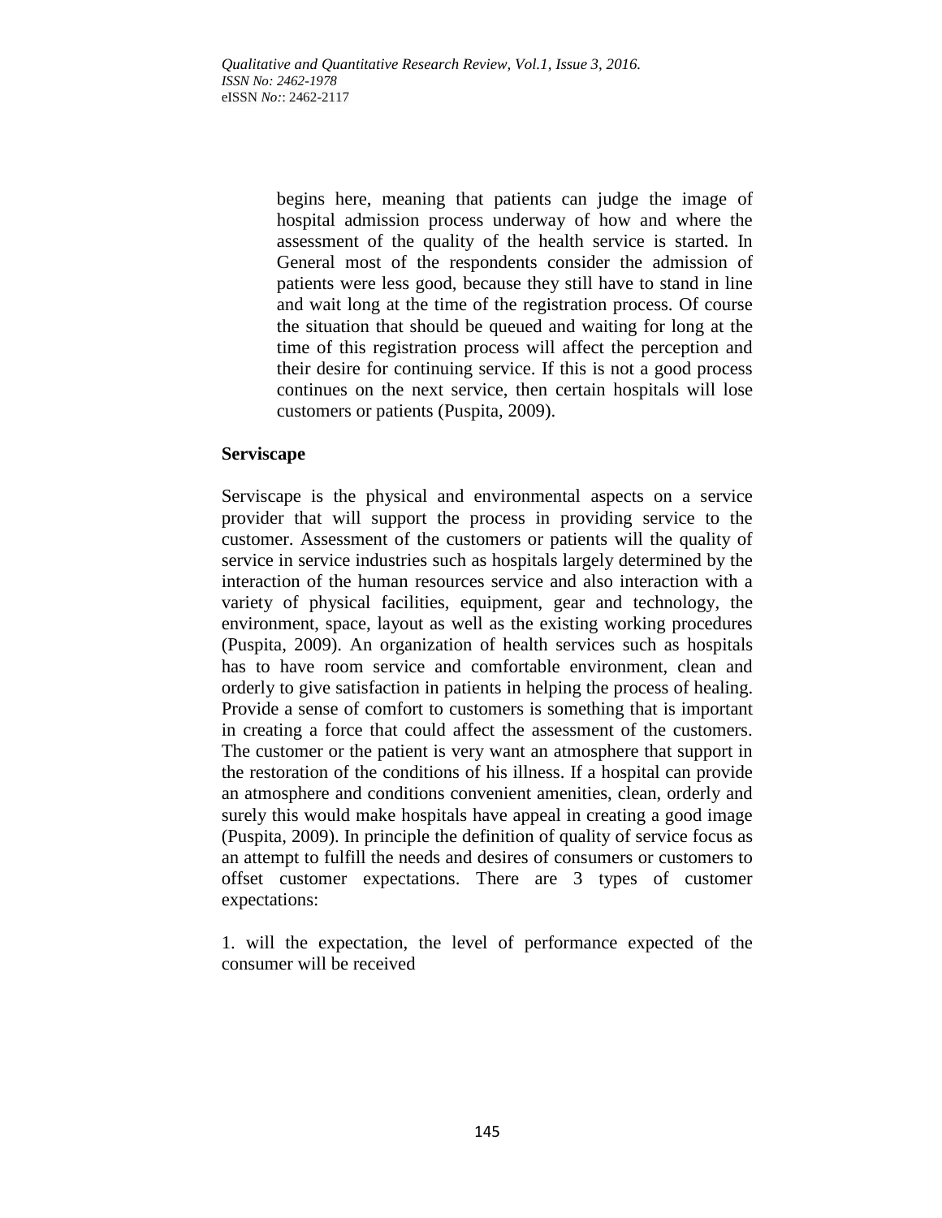begins here, meaning that patients can judge the image of hospital admission process underway of how and where the assessment of the quality of the health service is started. In General most of the respondents consider the admission of patients were less good, because they still have to stand in line and wait long at the time of the registration process. Of course the situation that should be queued and waiting for long at the time of this registration process will affect the perception and their desire for continuing service. If this is not a good process continues on the next service, then certain hospitals will lose customers or patients (Puspita, 2009).

**Serviscape**

Serviscape is the physical and environmental aspects on a service provider that will support the process in providing service to the customer. Assessment of the customers or patients will the quality of service in service industries such as hospitals largely determined by the interaction of the human resources service and also interaction with a variety of physical facilities, equipment, gear and technology, the environment, space, layout as well as the existing working procedures (Puspita, 2009). An organization of health services such as hospitals has to have room service and comfortable environment, clean and orderly to give satisfaction in patients in helping the process of healing. Provide a sense of comfort to customers is something that is important in creating a force that could affect the assessment of the customers. The customer or the patient is very want an atmosphere that support in the restoration of the conditions of his illness. If a hospital can provide an atmosphere and conditions convenient amenities, clean, orderly and surely this would make hospitals have appeal in creating a good image (Puspita, 2009). In principle the definition of quality of service focus as an attempt to fulfill the needs and desires of consumers or customers to offset customer expectations. There are 3 types of customer expectations:

1. will the expectation, the level of performance expected of the consumer will be received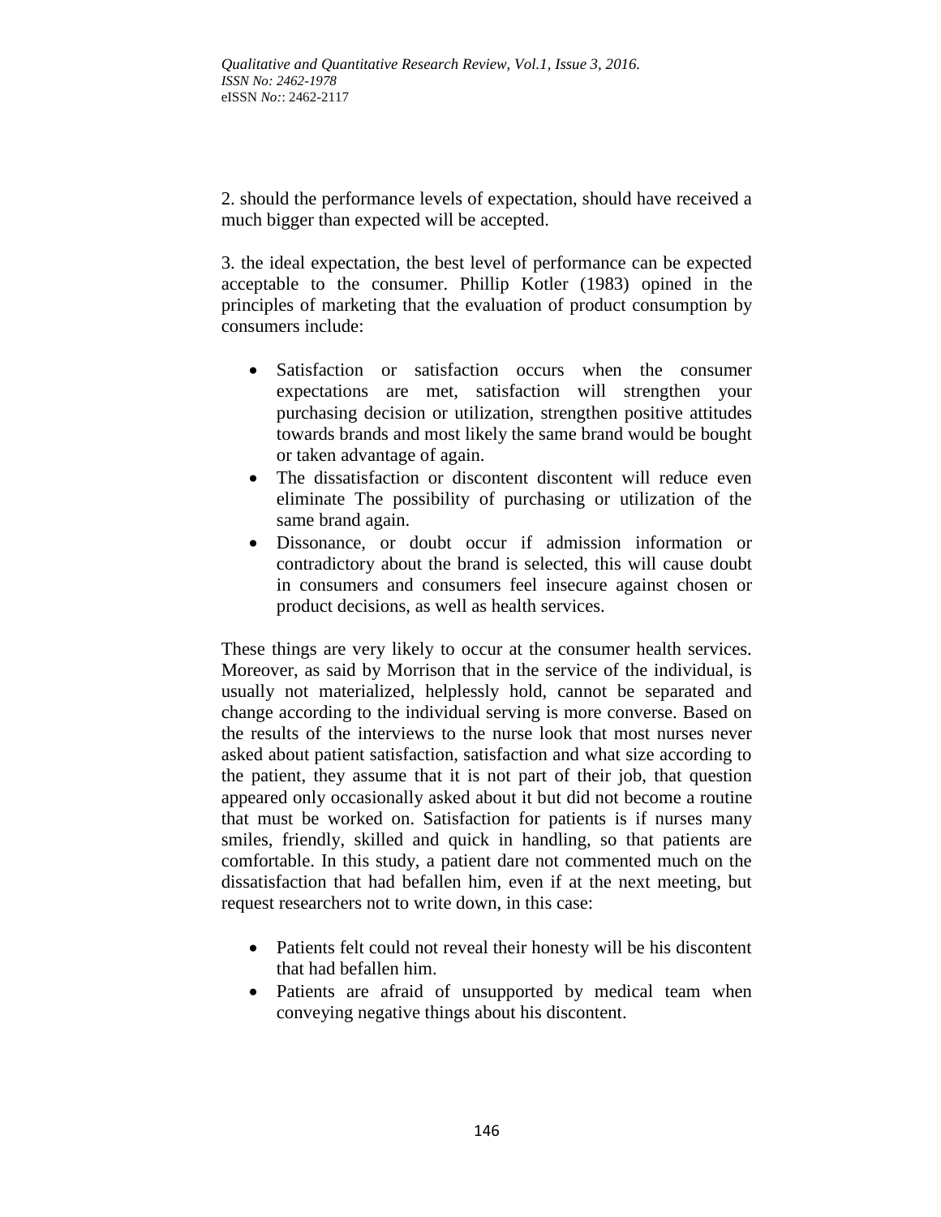2. should the performance levels of expectation, should have received a much bigger than expected will be accepted.

3. the ideal expectation, the best level of performance can be expected acceptable to the consumer. Phillip Kotler (1983) opined in the principles of marketing that the evaluation of product consumption by consumers include:

- Satisfaction or satisfaction occurs when the consumer expectations are met, satisfaction will strengthen your purchasing decision or utilization, strengthen positive attitudes towards brands and most likely the same brand would be bought or taken advantage of again.
- The dissatisfaction or discontent discontent will reduce even eliminate The possibility of purchasing or utilization of the same brand again.
- Dissonance, or doubt occur if admission information or contradictory about the brand is selected, this will cause doubt in consumers and consumers feel insecure against chosen or product decisions, as well as health services.

These things are very likely to occur at the consumer health services. Moreover, as said by Morrison that in the service of the individual, is usually not materialized, helplessly hold, cannot be separated and change according to the individual serving is more converse. Based on the results of the interviews to the nurse look that most nurses never asked about patient satisfaction, satisfaction and what size according to the patient, they assume that it is not part of their job, that question appeared only occasionally asked about it but did not become a routine that must be worked on. Satisfaction for patients is if nurses many smiles, friendly, skilled and quick in handling, so that patients are comfortable. In this study, a patient dare not commented much on the dissatisfaction that had befallen him, even if at the next meeting, but request researchers not to write down, in this case:

- Patients felt could not reveal their honesty will be his discontent that had befallen him.
- Patients are afraid of unsupported by medical team when conveying negative things about his discontent.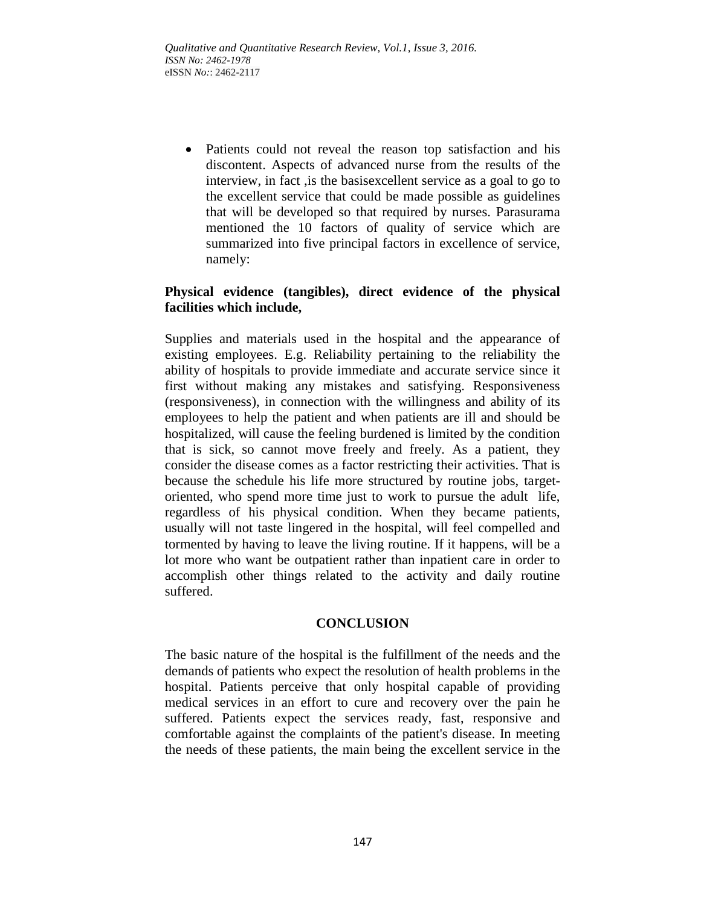- Patients could not reveal the reason top satisfaction and his discontent. Aspects of advanced nurse from the results of the interview, in fact ,is the basisexcellent service as a goal to go to the excellent service that could be made possible as guidelines that will be developed so that required by nurses. Parasurama mentioned the 10 factors of quality of service which are summarized into five principal factors in excellence of service, namely:

**Physical evidence (tangibles), direct evidence of the physical facilities which include,**

Supplies and materials used in the hospital and the appearance of existing employees. E.g. Reliability pertaining to the reliability the ability of hospitals to provide immediate and accurate service since it first without making any mistakes and satisfying. Responsiveness (responsiveness), in connection with the willingness and ability of its employees to help the patient and when patients are ill and should be hospitalized, will cause the feeling burdened is limited by the condition that is sick, so cannot move freely and freely. As a patient, they consider the disease comes as a factor restricting their activities. That is because the schedule his life more structured by routine jobs, target-oriented, who spend more time just to work to pursue the adult life, regardless of his physical condition. When they became patients, usually will not taste lingered in the hospital, will feel compelled and tormented by having to leave the living routine. If it happens, will be a lot more who want be outpatient rather than inpatient care in order to accomplish other things related to the activity and daily routine suffered.

## CONCLUSION

The basic nature of the hospital is the fulfillment of the needs and the demands of patients who expect the resolution of health problems in the hospital. Patients perceive that only hospital capable of providing medical services in an effort to cure and recovery over the pain he suffered. Patients expect the services ready, fast, responsive and comfortable against the complaints of the patient's disease. In meeting the needs of these patients, the main being the excellent service in the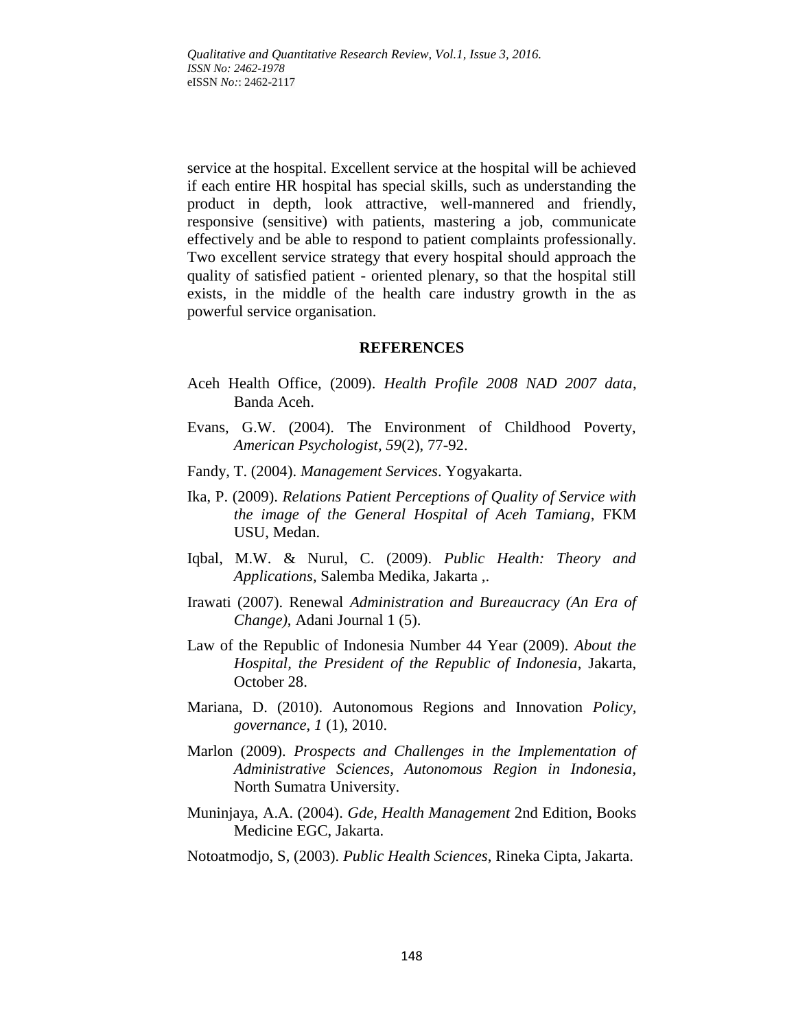service at the hospital. Excellent service at the hospital will be achieved if each entire HR hospital has special skills, such as understanding the product in depth, look attractive, well-mannered and friendly, responsive (sensitive) with patients, mastering a job, communicate effectively and be able to respond to patient complaints professionally. Two excellent service strategy that every hospital should approach the quality of satisfied patient - oriented plenary, so that the hospital still exists, in the middle of the health care industry growth in the as powerful service organisation.

## REFERENCES

Aceh Health Office, (2009). *Health Profile 2008 NAD 2007 data*, Banda Aceh.

Evans, G.W. (2004). The Environment of Childhood Poverty, *American Psychologist*, *59*(2), 77-92.

Fandy, T. (2004). *Management Services*. Yogyakarta.

Ika, P. (2009). *Relations Patient Perceptions of Quality of Service with the image of the General Hospital of Aceh Tamiang*, FKM USU, Medan.

Iqbal, M.W. & Nurul, C. (2009). *Public Health: Theory and Applications*, Salemba Medika, Jakarta ,.

Irawati (2007). Renewal *Administration and Bureaucracy (An Era of Change)*, Adani Journal 1 (5).

Law of the Republic of Indonesia Number 44 Year (2009). *About the Hospital, the President of the Republic of Indonesia*, Jakarta, October 28.

Mariana, D. (2010). Autonomous Regions and Innovation *Policy, governance*, *1* (1), 2010.

Marlon (2009). *Prospects and Challenges in the Implementation of Administrative Sciences, Autonomous Region in Indonesia*, North Sumatra University.

Muninjaya, A.A. (2004). *Gde, Health Management* 2nd Edition, Books Medicine EGC, Jakarta.

Notoatmodjo, S, (2003). *Public Health Sciences*, Rineka Cipta, Jakarta.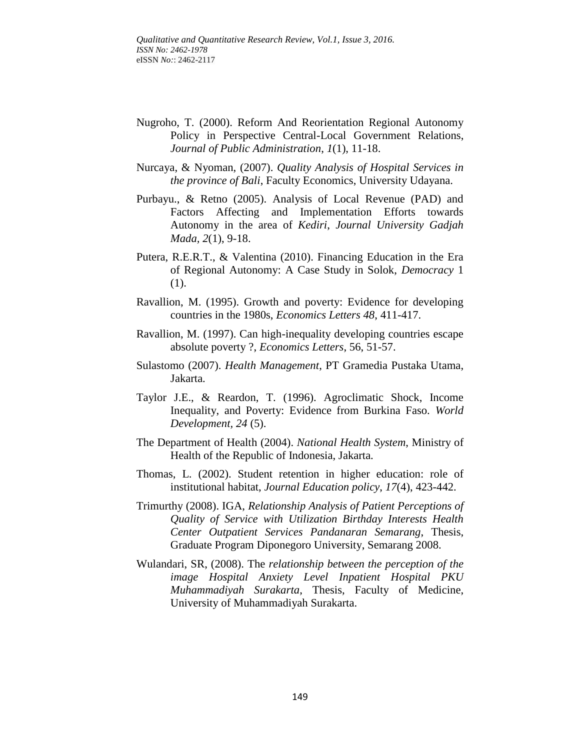Nugroho, T. (2000). Reform And Reorientation Regional Autonomy Policy in Perspective Central-Local Government Relations, *Journal of Public Administration*, *1*(1), 11-18.

Nurcaya, & Nyoman, (2007). *Quality Analysis of Hospital Services in the province of Bali*, Faculty Economics, University Udayana.

Purbayu., & Retno (2005). Analysis of Local Revenue (PAD) and Factors Affecting and Implementation Efforts towards Autonomy in the area of *Kediri*, *Journal University Gadjah Mada*, *2*(1), 9-18.

Putera, R.E.R.T., & Valentina (2010). Financing Education in the Era of Regional Autonomy: A Case Study in Solok, *Democracy* 1 (1).

Ravallion, M. (1995). Growth and poverty: Evidence for developing countries in the 1980s, *Economics Letters 48*, 411-417.

Ravallion, M. (1997). Can high-inequality developing countries escape absolute poverty ?, *Economics Letters*, 56, 51-57.

Sulastomo (2007). *Health Management*, PT Gramedia Pustaka Utama, Jakarta.

Taylor J.E., & Reardon, T. (1996). Agroclimatic Shock, Income Inequality, and Poverty: Evidence from Burkina Faso. *World Development*, *24* (5).

The Department of Health (2004). *National Health System*, Ministry of Health of the Republic of Indonesia, Jakarta.

Thomas, L. (2002). Student retention in higher education: role of institutional habitat, *Journal Education policy*, *17*(4), 423-442.

Trimurthy (2008). IGA, *Relationship Analysis of Patient Perceptions of Quality of Service with Utilization Birthday Interests Health Center Outpatient Services Pandanaran Semarang*, Thesis, Graduate Program Diponegoro University, Semarang 2008.

Wulandari, SR, (2008). The *relationship between the perception of the image Hospital Anxiety Level Inpatient Hospital PKU Muhammadiyah Surakarta*, Thesis, Faculty of Medicine, University of Muhammadiyah Surakarta.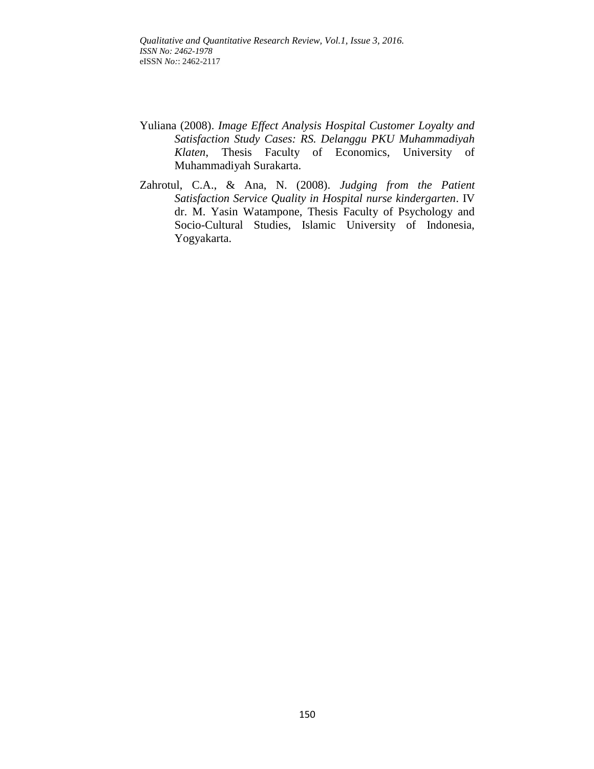Yuliana (2008). *Image Effect Analysis Hospital Customer Loyalty and Satisfaction Study Cases: RS. Delanggu PKU Muhammadiyah Klaten*, Thesis Faculty of Economics, University of Muhammadiyah Surakarta.

Zahrotul, C.A., & Ana, N. (2008). *Judging from the Patient Satisfaction Service Quality in Hospital nurse kindergarten*. IV dr. M. Yasin Watampone, Thesis Faculty of Psychology and Socio-Cultural Studies, Islamic University of Indonesia, Yogyakarta.